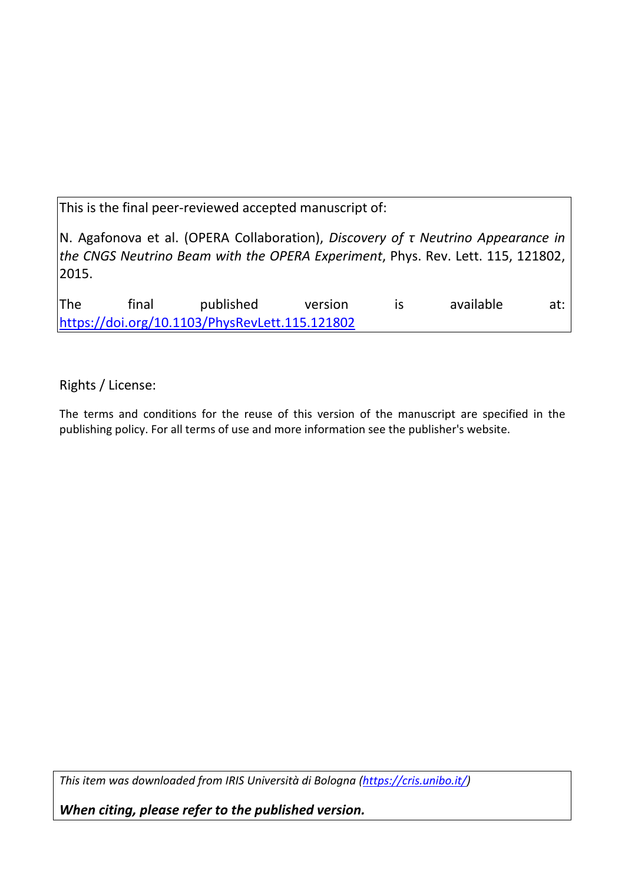This is the final peer-reviewed accepted manuscript of:

N. Agafonova et al. (OPERA Collaboration), *Discovery of τ Neutrino Appearance in the CNGS Neutrino Beam with the OPERA Experiment*, Phys. Rev. Lett. 115, 121802, 2015.

The final published version is available at: [https://doi.org/10.1103/PhysRevLett.115.121802](https://doi.org/10.1103/PhysRevLett.115.121802)

Rights / License:

The terms and conditions for the reuse of this version of the manuscript are specified in the publishing policy. For all terms of use and more information see the publisher's website.

*This item was downloaded from IRIS Università di Bologna ([https://cris.unibo.it/](https://cris.unibo.it/))*

***When citing, please refer to the published version.***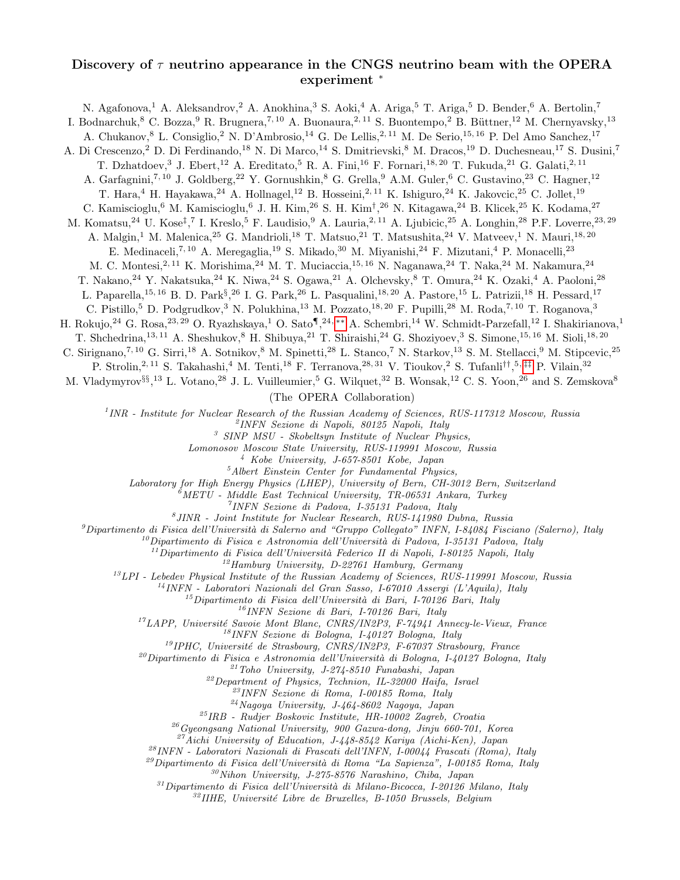# Discovery of $\tau$ neutrino appearance in the CNGS neutrino beam with the OPERA experiment *

N. Agafonova,[1] A. Aleksandrov,[2] A. Anokhina,[3] S. Aoki,[4] A. Ariga,[5] T. Ariga,[5] D. Bender,[6] A. Bertolin,[7] I. Bodnarchuk,[8] C. Bozza,[9] R. Brugnera,[7,10] A. Buonaura,[2,11] S. Buontempo,[2] B. Büttner,[12] M. Chernyavsky,[13] A. Chukanov,[8] L. Consiglio,[2] N. D'Ambrosio,[14] G. De Lellis,[2,11] M. De Serio,[15,16] P. Del Amo Sanchez,[17] A. Di Crescenzo,[2] D. Di Ferdinando,[18] N. Di Marco,[14] S. Dmitrievski,[8] M. Dracos,[19] D. Duchesneau,[17] S. Dusini,[7] T. Dzhatdoev,[3] J. Ebert,[12] A. Ereditato,[5] R. A. Fini,[16] F. Fornari,[18,20] T. Fukuda,[21] G. Galati,[2,11] A. Garfagnini,[7,10] J. Goldberg,[22] Y. Gornushkin,[8] G. Grella,[9] A.M. Guler,[6] C. Gustavino,[23] C. Hagner,[12] T. Hara,[4] H. Hayakawa,[24] A. Hollnagel,[12] B. Hosseini,[2,11] K. Ishiguro,[24] K. Jakovcic,[25] C. Jollet,[19] C. Kamiscioglu,[6] M. Kamiscioglu,[6] J. H. Kim,[26] S. H. Kim[†,26] N. Kitagawa,[24] B. Klicek,[25] K. Kodama,[27] M. Komatsu,[24] U. Kose[‡,7] I. Kreslo,[5] F. Laudisio,[9] A. Lauria,[2,11] A. Ljubicic,[25] A. Longhin,[28] P.F. Loverre,[23,29] A. Malgin,[1] M. Malenica,[25] G. Mandrioli,[18] T. Matsuo,[21] T. Matsushita,[24] V. Matveev,[1] N. Mauri,[18,20] E. Medinaceli,[7,10] A. Meregaglia,[19] S. Mikado,[30] M. Miyanishi,[24] F. Mizutani,[4] P. Monacelli,[23] M. C. Montesi,[2,11] K. Morishima,[24] M. T. Muciaccia,[15,16] N. Naganawa,[24] T. Naka,[24] M. Nakamura,[24] T. Nakano,[24] Y. Nakatsuka,[24] K. Niwa,[24] S. Ogawa,[21] A. Olchevsky,[8] T. Omura,[24] K. Ozaki,[4] A. Paoloni,[28] L. Paparella,[15,16] B. D. Park[§,26] I. G. Park,[26] L. Pasqualini,[18,20] A. Pastore,[15] L. Patrizii,[18] H. Pessard,[17] C. Pistillo,[5] D. Podgrudkov,[3] N. Polukhina,[13] M. Pozzato,[18,20] F. Pupilli,[28] M. Roda,[7,10] T. Roganova,[3] H. Rokujo,[24] G. Rosa,[23,29] O. Ryazhskaya,[1] O. Sato[¶,24,**] A. Schembri,[14] W. Schmidt-Parzefall,[12] I. Shakirianova,[1] T. Shchedrina,[13,11] A. Sheshukov,[8] H. Shibuya,[21] T. Shiraishi,[24] G. Shoziyoev,[3] S. Simone,[15,16] M. Sioli,[18,20] C. Sirignano,[7,10] G. Sirri,[18] A. Sotnikov,[8] M. Spinetti,[28] L. Stanco,[7] N. Starkov,[13] S. M. Stellacci,[9] M. Stipcevic,[25] P. Strolin,[2,11] S. Takahashi,[4] M. Tenti,[18] F. Terranova,[28,31] V. Tioukov,[2] S. Tufanli[††,5,‡‡] P. Vilain,[32] M. Vladymyrov[§§,13] L. Votano,[28] J. L. Vuilleumier,[5] G. Wilquet,[32] B. Wonsak,[12] C. S. Yoon,[26] and S. Zemskova[8]

(The OPERA Collaboration)

[1] *INR - Institute for Nuclear Research of the Russian Academy of Sciences, RUS-117312 Moscow, Russia*
[2] *INFN Sezione di Napoli, 80125 Napoli, Italy*
[3] *SINP MSU - Skobeltsyn Institute of Nuclear Physics, Lomonosov Moscow State University, RUS-119991 Moscow, Russia*
[4] *Kobe University, J-657-8501 Kobe, Japan*
[5] *Albert Einstein Center for Fundamental Physics, Laboratory for High Energy Physics (LHEP), University of Bern, CH-3012 Bern, Switzerland*
[6] *METU - Middle East Technical University, TR-06531 Ankara, Turkey*
[7] *INFN Sezione di Padova, I-35131 Padova, Italy*
[8] *JINR - Joint Institute for Nuclear Research, RUS-141980 Dubna, Russia*
[9] *Dipartimento di Fisica dell'Università di Salerno and "Gruppo Collegato" INFN, I-84084 Fisciano (Salerno), Italy*
[10] *Dipartimento di Fisica e Astronomia dell'Università di Padova, I-35131 Padova, Italy*
[11] *Dipartimento di Fisica dell'Università Federico II di Napoli, I-80125 Napoli, Italy*
[12] *Hamburg University, D-22761 Hamburg, Germany*
[13] *LPI - Lebedev Physical Institute of the Russian Academy of Sciences, RUS-119991 Moscow, Russia*
[14] *INFN - Laboratori Nazionali del Gran Sasso, I-67010 Assergi (L'Aquila), Italy*
[15] *Dipartimento di Fisica dell'Università di Bari, I-70126 Bari, Italy*
[16] *INFN Sezione di Bari, I-70126 Bari, Italy*
[17] *LAPP, Université Savoie Mont Blanc, CNRS/IN2P3, F-74941 Annecy-le-Vieux, France*
[18] *INFN Sezione di Bologna, I-40127 Bologna, Italy*
[19] *IPHC, Université de Strasbourg, CNRS/IN2P3, F-67037 Strasbourg, France*
[20] *Dipartimento di Fisica e Astronomia dell'Università di Bologna, I-40127 Bologna, Italy*
[21] *Toho University, J-274-8510 Funabashi, Japan*
[22] *Department of Physics, Technion, IL-32000 Haifa, Israel*
[23] *INFN Sezione di Roma, I-00185 Roma, Italy*
[24] *Nagoya University, J-464-8602 Nagoya, Japan*
[25] *IRB - Rudjer Boskovic Institute, HR-10002 Zagreb, Croatia*
[26] *Gyeongsang National University, 900 Gazwa-dong, Jinju 660-701, Korea*
[27] *Aichi University of Education, J-448-8542 Kariya (Aichi-Ken), Japan*
[28] *INFN - Laboratori Nazionali di Frascati dell'INFN, I-00044 Frascati (Roma), Italy*
[29] *Dipartimento di Fisica dell'Università di Roma "La Sapienza", I-00185 Roma, Italy*
[30] *Nihon University, J-275-8576 Narashino, Chiba, Japan*
[31] *Dipartimento di Fisica dell'Università di Milano-Bicocca, I-20126 Milano, Italy*
[32] *IIHE, Université Libre de Bruxelles, B-1050 Brussels, Belgium*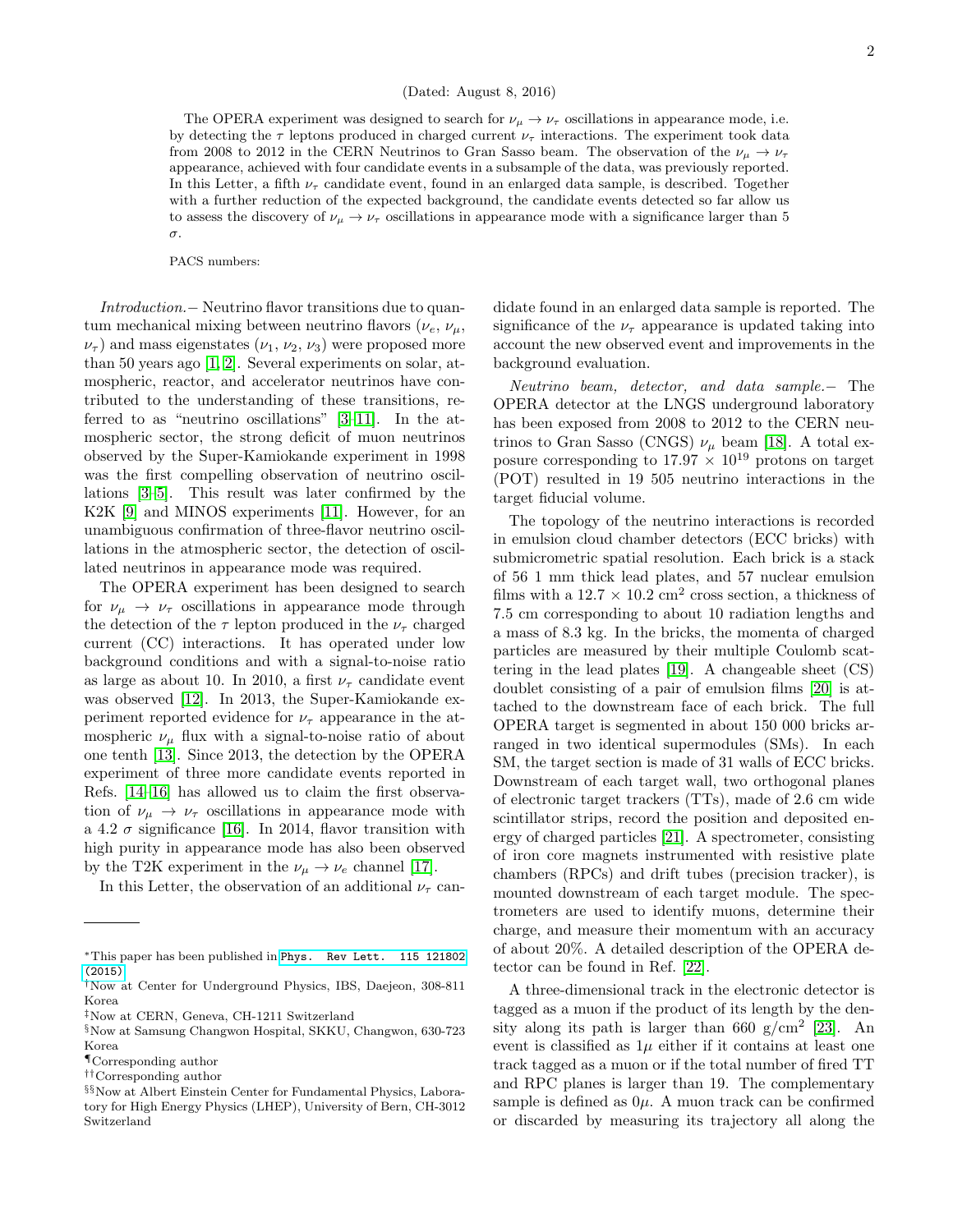(Dated: August 8, 2016)

The OPERA experiment was designed to search for $\nu_\mu \to \nu_\tau$ oscillations in appearance mode, i.e. by detecting the $\tau$ leptons produced in charged current $\nu_\tau$ interactions. The experiment took data from 2008 to 2012 in the CERN Neutrinos to Gran Sasso beam. The observation of the $\nu_\mu \to \nu_\tau$ appearance, achieved with four candidate events in a subsample of the data, was previously reported. In this Letter, a fifth $\nu_\tau$ candidate event, found in an enlarged data sample, is described. Together with a further reduction of the expected background, the candidate events detected so far allow us to assess the discovery of $\nu_\mu \to \nu_\tau$ oscillations in appearance mode with a significance larger than 5 $\sigma$.

PACS numbers:

*Introduction.*− Neutrino flavor transitions due to quantum mechanical mixing between neutrino flavors ($\nu_e$, $\nu_\mu$, $\nu_\tau$) and mass eigenstates ($\nu_1$, $\nu_2$, $\nu_3$) were proposed more than 50 years ago [1, 2]. Several experiments on solar, atmospheric, reactor, and accelerator neutrinos have contributed to the understanding of these transitions, referred to as "neutrino oscillations" [3–11]. In the atmospheric sector, the strong deficit of muon neutrinos observed by the Super-Kamiokande experiment in 1998 was the first compelling observation of neutrino oscillations [3–5]. This result was later confirmed by the K2K [9] and MINOS experiments [11]. However, for an unambiguous confirmation of three-flavor neutrino oscillations in the atmospheric sector, the detection of oscillated neutrinos in appearance mode was required.

The OPERA experiment has been designed to search for $\nu_\mu \to \nu_\tau$ oscillations in appearance mode through the detection of the $\tau$ lepton produced in the $\nu_\tau$ charged current (CC) interactions. It has operated under low background conditions and with a signal-to-noise ratio as large as about 10. In 2010, a first $\nu_\tau$ candidate event was observed [12]. In 2013, the Super-Kamiokande experiment reported evidence for $\nu_\tau$ appearance in the atmospheric $\nu_\mu$ flux with a signal-to-noise ratio of about one tenth [13]. Since 2013, the detection by the OPERA experiment of three more candidate events reported in Refs. [14–16] has allowed us to claim the first observation of $\nu_\mu \to \nu_\tau$ oscillations in appearance mode with a 4.2 $\sigma$ significance [16]. In 2014, flavor transition with high purity in appearance mode has also been observed by the T2K experiment in the $\nu_\mu \to \nu_e$ channel [17].

In this Letter, the observation of an additional $\nu_\tau$ candidate found in an enlarged data sample is reported. The significance of the $\nu_\tau$ appearance is updated taking into account the new observed event and improvements in the background evaluation.

*Neutrino beam, detector, and data sample.*− The OPERA detector at the LNGS underground laboratory has been exposed from 2008 to 2012 to the CERN neutrinos to Gran Sasso (CNGS) $\nu_\mu$ beam [18]. A total exposure corresponding to $17.97 \times 10^{19}$ protons on target (POT) resulted in 19 505 neutrino interactions in the target fiducial volume.

The topology of the neutrino interactions is recorded in emulsion cloud chamber detectors (ECC bricks) with submicrometric spatial resolution. Each brick is a stack of 56 1 mm thick lead plates, and 57 nuclear emulsion films with a $12.7 \times 10.2$ cm$^2$ cross section, a thickness of 7.5 cm corresponding to about 10 radiation lengths and a mass of 8.3 kg. In the bricks, the momenta of charged particles are measured by their multiple Coulomb scattering in the lead plates [19]. A changeable sheet (CS) doublet consisting of a pair of emulsion films [20] is attached to the downstream face of each brick. The full OPERA target is segmented in about 150 000 bricks arranged in two identical supermodules (SMs). In each SM, the target section is made of 31 walls of ECC bricks. Downstream of each target wall, two orthogonal planes of electronic target trackers (TTs), made of 2.6 cm wide scintillator strips, record the position and deposited energy of charged particles [21]. A spectrometer, consisting of iron core magnets instrumented with resistive plate chambers (RPCs) and drift tubes (precision tracker), is mounted downstream of each target module. The spectrometers are used to identify muons, determine their charge, and measure their momentum with an accuracy of about 20%. A detailed description of the OPERA detector can be found in Ref. [22].

A three-dimensional track in the electronic detector is tagged as a muon if the product of its length by the density along its path is larger than 660 g/cm$^2$ [23]. An event is classified as $1\mu$ either if it contains at least one track tagged as a muon or if the total number of fired TT and RPC planes is larger than 19. The complementary sample is defined as $0\mu$. A muon track can be confirmed or discarded by measuring its trajectory all along the

---

*This paper has been published in Phys. Rev Lett. 115 121802 (2015).

†Now at Center for Underground Physics, IBS, Daejeon, 308-811 Korea

‡Now at CERN, Geneva, CH-1211 Switzerland

§Now at Samsung Changwon Hospital, SKKU, Changwon, 630-723 Korea

¶Corresponding author

††Corresponding author

§§Now at Albert Einstein Center for Fundamental Physics, Laboratory for High Energy Physics (LHEP), University of Bern, CH-3012 Switzerland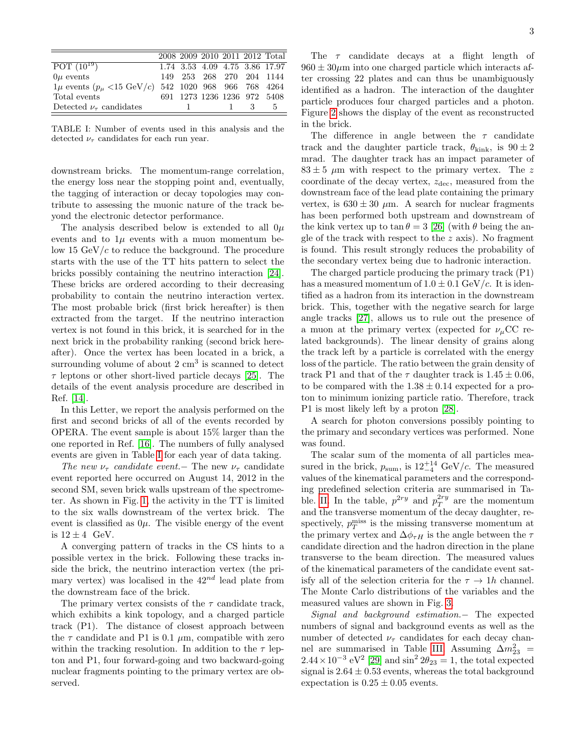|  | 2008 | 2009 | 2010 | 2011 | 2012 | Total |
|---|---|---|---|---|---|---|
| POT ($10^{19}$) | 1.74 | 3.53 | 4.09 | 4.75 | 3.86 | 17.97 |
| $0\mu$ events | 149 | 253 | 268 | 270 | 204 | 1144 |
| $1\mu$ events ($p_\mu$ <15 GeV/$c$) | 542 | 1020 | 968 | 966 | 768 | 4264 |
| Total events | 691 | 1273 | 1236 | 1236 | 972 | 5408 |
| Detected $\nu_\tau$ candidates |  | 1 |  | 1 | 3 | 5 |

TABLE I: Number of events used in this analysis and the detected $\nu_\tau$ candidates for each run year.

downstream bricks. The momentum-range correlation, the energy loss near the stopping point and, eventually, the tagging of interaction or decay topologies may contribute to assessing the muonic nature of the track beyond the electronic detector performance.

The analysis described below is extended to all $0\mu$ events and to $1\mu$ events with a muon momentum below 15 GeV/$c$ to reduce the background. The procedure starts with the use of the TT hits pattern to select the bricks possibly containing the neutrino interaction [24]. These bricks are ordered according to their decreasing probability to contain the neutrino interaction vertex. The most probable brick (first brick hereafter) is then extracted from the target. If the neutrino interaction vertex is not found in this brick, it is searched for in the next brick in the probability ranking (second brick hereafter). Once the vertex has been located in a brick, a surrounding volume of about 2 cm$^3$ is scanned to detect $\tau$ leptons or other short-lived particle decays [25]. The details of the event analysis procedure are described in Ref. [14].

In this Letter, we report the analysis performed on the first and second bricks of all of the events recorded by OPERA. The event sample is about 15% larger than the one reported in Ref. [16]. The numbers of fully analysed events are given in Table I for each year of data taking.

*The new $\nu_\tau$ candidate event.–* The new $\nu_\tau$ candidate event reported here occurred on August 14, 2012 in the second SM, seven brick walls upstream of the spectrometer. As shown in Fig. 1, the activity in the TT is limited to the six walls downstream of the vertex brick. The event is classified as $0\mu$. The visible energy of the event is $12 \pm 4$ GeV.

A converging pattern of tracks in the CS hints to a possible vertex in the brick. Following these tracks inside the brick, the neutrino interaction vertex (the primary vertex) was localised in the $42^{nd}$ lead plate from the downstream face of the brick.

The primary vertex consists of the $\tau$ candidate track, which exhibits a kink topology, and a charged particle track (P1). The distance of closest approach between the $\tau$ candidate and P1 is 0.1 $\mu$m, compatible with zero within the tracking resolution. In addition to the $\tau$ lepton and P1, four forward-going and two backward-going nuclear fragments pointing to the primary vertex are observed.

The $\tau$ candidate decays at a flight length of $960 \pm 30\mu$m into one charged particle which interacts after crossing 22 plates and can thus be unambiguously identified as a hadron. The interaction of the daughter particle produces four charged particles and a photon. Figure 2 shows the display of the event as reconstructed in the brick.

The difference in angle between the $\tau$ candidate track and the daughter particle track, $\theta_{\rm kink}$, is $90 \pm 2$ mrad. The daughter track has an impact parameter of $83 \pm 5$ $\mu$m with respect to the primary vertex. The $z$ coordinate of the decay vertex, $z_{\rm dec}$, measured from the downstream face of the lead plate containing the primary vertex, is $630 \pm 30$ $\mu$m. A search for nuclear fragments has been performed both upstream and downstream of the kink vertex up to $\tan\theta = 3$ [26] (with $\theta$ being the angle of the track with respect to the $z$ axis). No fragment is found. This result strongly reduces the probability of the secondary vertex being due to hadronic interaction.

The charged particle producing the primary track (P1) has a measured momentum of $1.0 \pm 0.1$ GeV/$c$. It is identified as a hadron from its interaction in the downstream brick. This, together with the negative search for large angle tracks [27], allows us to rule out the presence of a muon at the primary vertex (expected for $\nu_\mu$CC related backgrounds). The linear density of grains along the track left by a particle is correlated with the energy loss of the particle. The ratio between the grain density of track P1 and that of the $\tau$ daughter track is $1.45 \pm 0.06$, to be compared with the $1.38 \pm 0.14$ expected for a proton to minimum ionizing particle ratio. Therefore, track P1 is most likely left by a proton [28].

A search for photon conversions possibly pointing to the primary and secondary vertices was performed. None was found.

The scalar sum of the momenta of all particles measured in the brick, $p_{\rm sum}$, is $12^{+14}_{-4}$ GeV/$c$. The measured values of the kinematical parameters and the corresponding predefined selection criteria are summarised in Table. II. In the table, $p^{2ry}$ and $p_T^{2ry}$ are the momentum and the transverse momentum of the decay daughter, respectively, $p_T^{\rm miss}$ is the missing transverse momentum at the primary vertex and $\Delta\phi_{\tau H}$ is the angle between the $\tau$ candidate direction and the hadron direction in the plane transverse to the beam direction. The measured values of the kinematical parameters of the candidate event satisfy all of the selection criteria for the $\tau \to 1h$ channel. The Monte Carlo distributions of the variables and the measured values are shown in Fig. 3.

*Signal and background estimation.–* The expected numbers of signal and background events as well as the number of detected $\nu_\tau$ candidates for each decay channel are summarised in Table III. Assuming $\Delta m^2_{23} = 2.44 \times 10^{-3}$ eV$^2$ [29] and $\sin^2 2\theta_{23} = 1$, the total expected signal is $2.64 \pm 0.53$ events, whereas the total background expectation is $0.25 \pm 0.05$ events.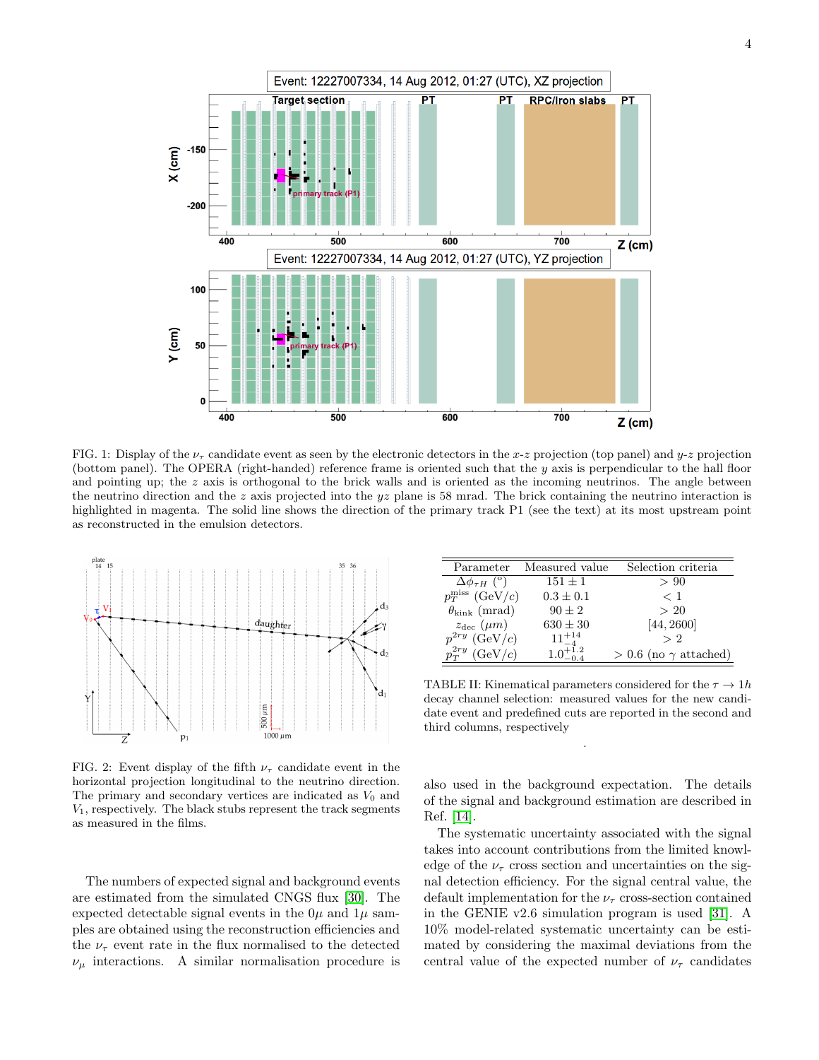FIG. 1: Display of the $\nu_\tau$ candidate event as seen by the electronic detectors in the $x$-$z$ projection (top panel) and $y$-$z$ projection (bottom panel). The OPERA (right-handed) reference frame is oriented such that the $y$ axis is perpendicular to the hall floor and pointing up; the $z$ axis is orthogonal to the brick walls and is oriented as the incoming neutrinos. The angle between the neutrino direction and the $z$ axis projected into the $yz$ plane is 58 mrad. The brick containing the neutrino interaction is highlighted in magenta. The solid line shows the direction of the primary track P1 (see the text) at its most upstream point as reconstructed in the emulsion detectors.

FIG. 2: Event display of the fifth $\nu_\tau$ candidate event in the horizontal projection longitudinal to the neutrino direction. The primary and secondary vertices are indicated as $V_0$ and $V_1$, respectively. The black stubs represent the track segments as measured in the films.

| Parameter | Measured value | Selection criteria |
|---|---|---|
| $\Delta\phi_{\tau H}$ (°) | $151 \pm 1$ | $> 90$ |
| $p_T^{\mathrm{miss}}$ (GeV/c) | $0.3 \pm 0.1$ | $< 1$ |
| $\theta_{\mathrm{kink}}$ (mrad) | $90 \pm 2$ | $> 20$ |
| $z_{\mathrm{dec}}$ ($\mu m$) | $630 \pm 30$ | [44, 2600] |
| $p^{2ry}$ (GeV/c) | $11^{+14}_{-4}$ | $> 2$ |
| $p_T^{2ry}$ (GeV/c) | $1.0^{+1.2}_{-0.4}$ | $> 0.6$ (no $\gamma$ attached) |

TABLE II: Kinematical parameters considered for the $\tau \to 1h$ decay channel selection: measured values for the new candidate event and predefined cuts are reported in the second and third columns, respectively

The numbers of expected signal and background events are estimated from the simulated CNGS flux [30]. The expected detectable signal events in the $0\mu$ and $1\mu$ samples are obtained using the reconstruction efficiencies and the $\nu_\tau$ event rate in the flux normalised to the detected $\nu_\mu$ interactions. A similar normalisation procedure is also used in the background expectation. The details of the signal and background estimation are described in Ref. [14].

The systematic uncertainty associated with the signal takes into account contributions from the limited knowledge of the $\nu_\tau$ cross section and uncertainties on the signal detection efficiency. For the signal central value, the default implementation for the $\nu_\tau$ cross-section contained in the GENIE v2.6 simulation program is used [31]. A 10% model-related systematic uncertainty can be estimated by considering the maximal deviations from the central value of the expected number of $\nu_\tau$ candidates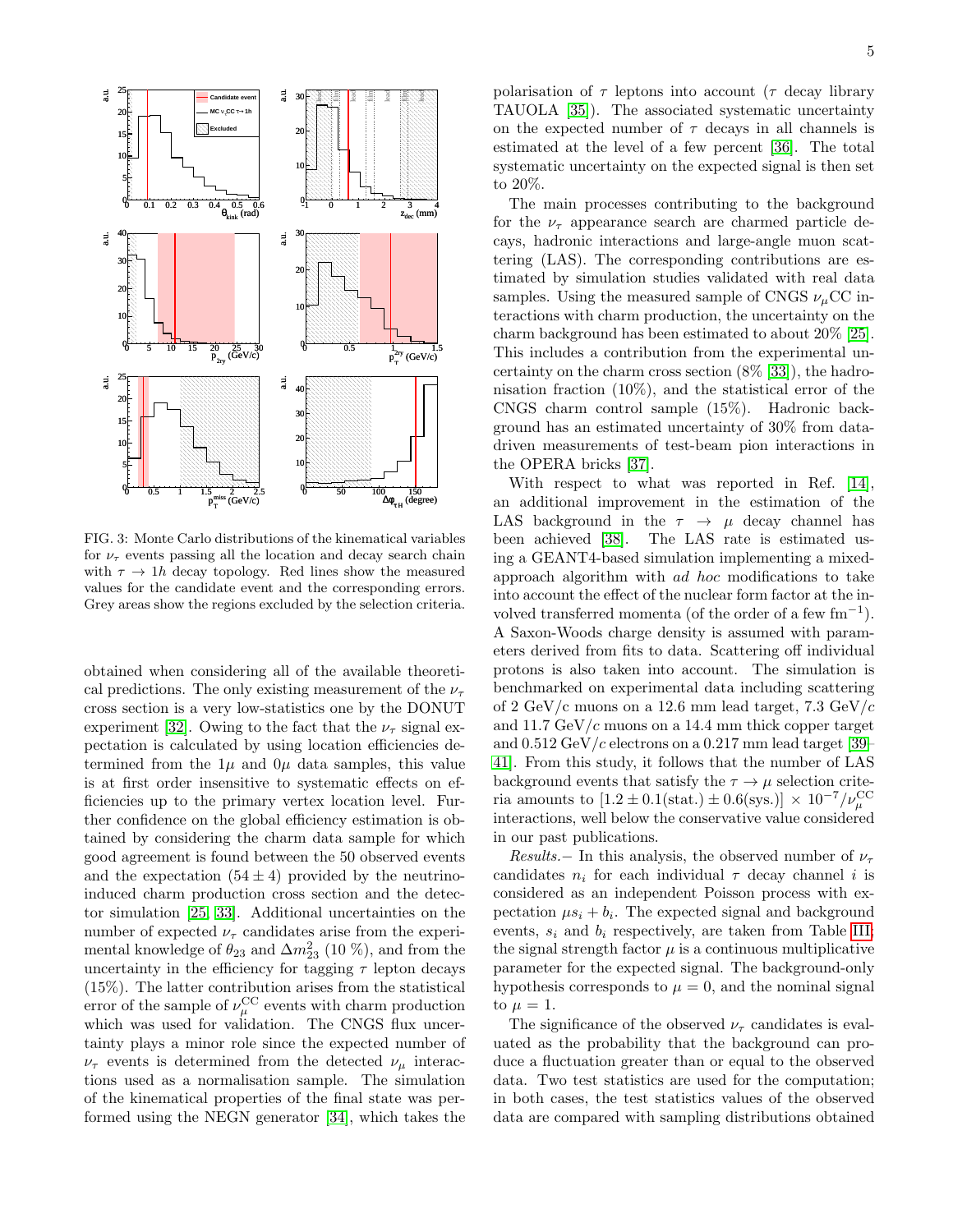FIG. 3: Monte Carlo distributions of the kinematical variables for $\nu_\tau$ events passing all the location and decay search chain with $\tau \to 1h$ decay topology. Red lines show the measured values for the candidate event and the corresponding errors. Grey areas show the regions excluded by the selection criteria.

obtained when considering all of the available theoretical predictions. The only existing measurement of the $\nu_\tau$ cross section is a very low-statistics one by the DONUT experiment [32]. Owing to the fact that the $\nu_\tau$ signal expectation is calculated by using location efficiencies determined from the $1\mu$ and $0\mu$ data samples, this value is at first order insensitive to systematic effects on efficiencies up to the primary vertex location level. Further confidence on the global efficiency estimation is obtained by considering the charm data sample for which good agreement is found between the 50 observed events and the expectation $(54 \pm 4)$ provided by the neutrino-induced charm production cross section and the detector simulation [25, 33]. Additional uncertainties on the number of expected $\nu_\tau$ candidates arise from the experimental knowledge of $\theta_{23}$ and $\Delta m^2_{23}$ (10 %), and from the uncertainty in the efficiency for tagging $\tau$ lepton decays (15%). The latter contribution arises from the statistical error of the sample of $\nu_\mu^{\mathrm{CC}}$ events with charm production which was used for validation. The CNGS flux uncertainty plays a minor role since the expected number of $\nu_\tau$ events is determined from the detected $\nu_\mu$ interactions used as a normalisation sample. The simulation of the kinematical properties of the final state was performed using the NEGN generator [34], which takes the polarisation of $\tau$ leptons into account ($\tau$ decay library TAUOLA [35]). The associated systematic uncertainty on the expected number of $\tau$ decays in all channels is estimated at the level of a few percent [36]. The total systematic uncertainty on the expected signal is then set to 20%.

The main processes contributing to the background for the $\nu_\tau$ appearance search are charmed particle decays, hadronic interactions and large-angle muon scattering (LAS). The corresponding contributions are estimated by simulation studies validated with real data samples. Using the measured sample of CNGS $\nu_\mu$CC interactions with charm production, the uncertainty on the charm background has been estimated to about 20% [25]. This includes a contribution from the experimental uncertainty on the charm cross section (8% [33]), the hadronisation fraction (10%), and the statistical error of the CNGS charm control sample (15%). Hadronic background has an estimated uncertainty of 30% from data-driven measurements of test-beam pion interactions in the OPERA bricks [37].

With respect to what was reported in Ref. [14], an additional improvement in the estimation of the LAS background in the $\tau \to \mu$ decay channel has been achieved [38]. The LAS rate is estimated using a GEANT4-based simulation implementing a mixed-approach algorithm with *ad hoc* modifications to take into account the effect of the nuclear form factor at the involved transferred momenta (of the order of a few $\mathrm{fm}^{-1}$). A Saxon-Woods charge density is assumed with parameters derived from fits to data. Scattering off individual protons is also taken into account. The simulation is benchmarked on experimental data including scattering of 2 GeV/$c$ muons on a 12.6 mm lead target, 7.3 GeV/$c$ and 11.7 GeV/$c$ muons on a 14.4 mm thick copper target and 0.512 GeV/$c$ electrons on a 0.217 mm lead target [39–41]. From this study, it follows that the number of LAS background events that satisfy the $\tau \to \mu$ selection criteria amounts to $[1.2 \pm 0.1(\mathrm{stat.}) \pm 0.6(\mathrm{sys.})] \times 10^{-7}/\nu_\mu^{\mathrm{CC}}$ interactions, well below the conservative value considered in our past publications.

*Results.–* In this analysis, the observed number of $\nu_\tau$ candidates $n_i$ for each individual $\tau$ decay channel $i$ is considered as an independent Poisson process with expectation $\mu s_i + b_i$. The expected signal and background events, $s_i$ and $b_i$ respectively, are taken from Table III; the signal strength factor $\mu$ is a continuous multiplicative parameter for the expected signal. The background-only hypothesis corresponds to $\mu = 0$, and the nominal signal to $\mu = 1$.

The significance of the observed $\nu_\tau$ candidates is evaluated as the probability that the background can produce a fluctuation greater than or equal to the observed data. Two test statistics are used for the computation; in both cases, the test statistics values of the observed data are compared with sampling distributions obtained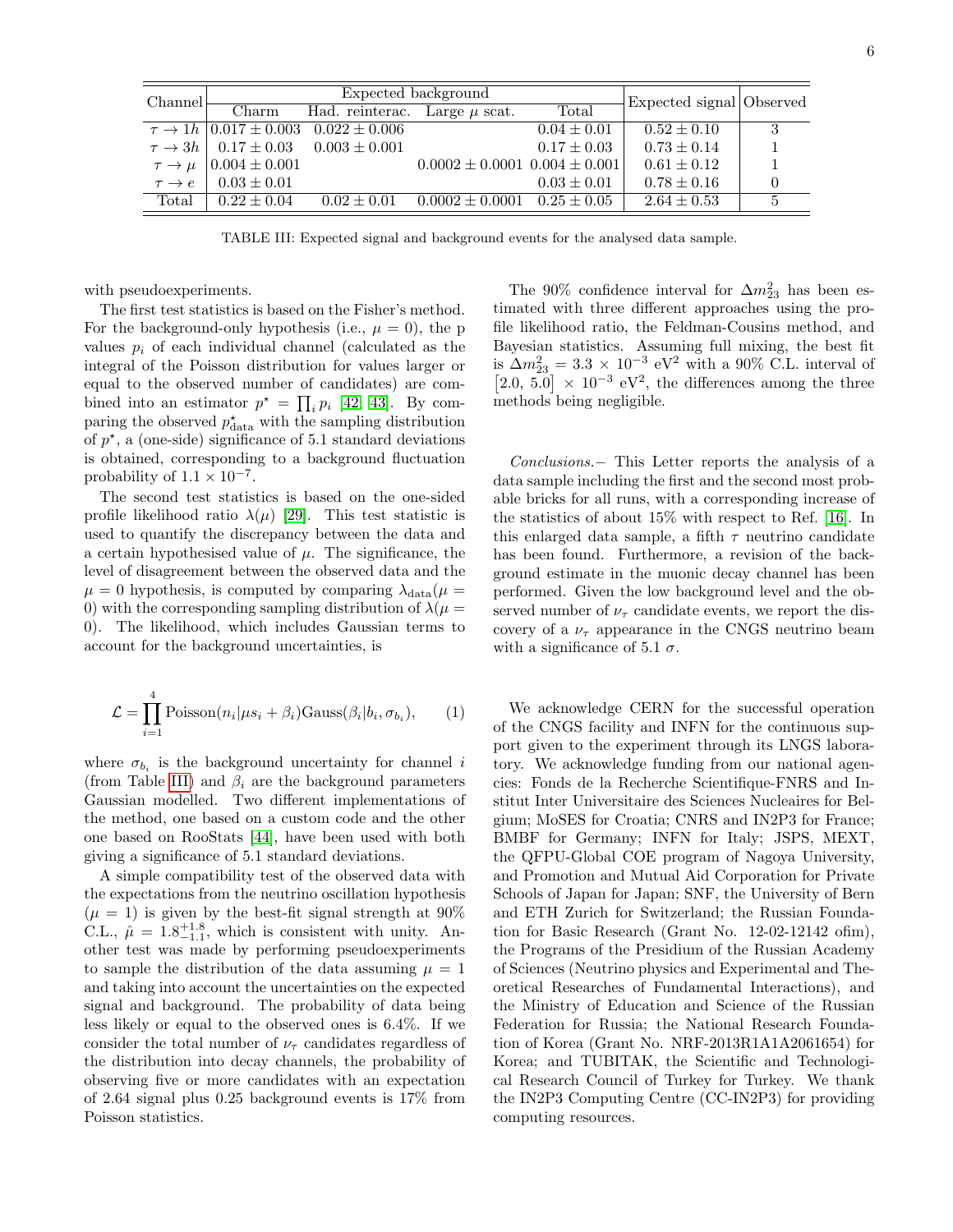| Channel | Expected background | | | | Expected signal | Observed |
|---|---|---|---|---|---|---|
| | Charm | Had. reinterac. | Large $\mu$ scat. | Total | | |
| $\tau \to 1h$ | $0.017 \pm 0.003$ | $0.022 \pm 0.006$ | | $0.04 \pm 0.01$ | $0.52 \pm 0.10$ | 3 |
| $\tau \to 3h$ | $0.17 \pm 0.03$ | $0.003 \pm 0.001$ | | $0.17 \pm 0.03$ | $0.73 \pm 0.14$ | 1 |
| $\tau \to \mu$ | $0.004 \pm 0.001$ | | $0.0002 \pm 0.0001$ | $0.004 \pm 0.001$ | $0.61 \pm 0.12$ | 1 |
| $\tau \to e$ | $0.03 \pm 0.01$ | | | $0.03 \pm 0.01$ | $0.78 \pm 0.16$ | 0 |
| Total | $0.22 \pm 0.04$ | $0.02 \pm 0.01$ | $0.0002 \pm 0.0001$ | $0.25 \pm 0.05$ | $2.64 \pm 0.53$ | 5 |

TABLE III: Expected signal and background events for the analysed data sample.

with pseudoexperiments.

The first test statistics is based on the Fisher's method. For the background-only hypothesis (i.e., $\mu = 0$), the p values $p_i$ of each individual channel (calculated as the integral of the Poisson distribution for values larger or equal to the observed number of candidates) are combined into an estimator $p^\star = \prod_i p_i$ [42, 43]. By comparing the observed $p^\star_{\rm data}$ with the sampling distribution of $p^\star$, a (one-side) significance of 5.1 standard deviations is obtained, corresponding to a background fluctuation probability of $1.1 \times 10^{-7}$.

The second test statistics is based on the one-sided profile likelihood ratio $\lambda(\mu)$ [29]. This test statistic is used to quantify the discrepancy between the data and a certain hypothesised value of $\mu$. The significance, the level of disagreement between the observed data and the $\mu = 0$ hypothesis, is computed by comparing $\lambda_{\rm data}(\mu = 0)$ with the corresponding sampling distribution of $\lambda(\mu = 0)$. The likelihood, which includes Gaussian terms to account for the background uncertainties, is

$$\mathcal{L} = \prod_{i=1}^{4} \text{Poisson}(n_i|\mu s_i + \beta_i)\text{Gauss}(\beta_i|b_i, \sigma_{b_i}), \qquad (1)$$

where $\sigma_{b_i}$ is the background uncertainty for channel $i$ (from Table III) and $\beta_i$ are the background parameters Gaussian modelled. Two different implementations of the method, one based on a custom code and the other one based on RooStats [44], have been used with both giving a significance of 5.1 standard deviations.

A simple compatibility test of the observed data with the expectations from the neutrino oscillation hypothesis ($\mu = 1$) is given by the best-fit signal strength at 90% C.L., $\hat{\mu} = 1.8^{+1.8}_{-1.1}$, which is consistent with unity. Another test was made by performing pseudoexperiments to sample the distribution of the data assuming $\mu = 1$ and taking into account the uncertainties on the expected signal and background. The probability of data being less likely or equal to the observed ones is 6.4%. If we consider the total number of $\nu_\tau$ candidates regardless of the distribution into decay channels, the probability of observing five or more candidates with an expectation of 2.64 signal plus 0.25 background events is 17% from Poisson statistics.

The 90% confidence interval for $\Delta m^2_{23}$ has been estimated with three different approaches using the profile likelihood ratio, the Feldman-Cousins method, and Bayesian statistics. Assuming full mixing, the best fit is $\Delta m^2_{23} = 3.3 \times 10^{-3}$ eV$^2$ with a 90% C.L. interval of $[2.0,\ 5.0] \times 10^{-3}$ eV$^2$, the differences among the three methods being negligible.

*Conclusions.*− This Letter reports the analysis of a data sample including the first and the second most probable bricks for all runs, with a corresponding increase of the statistics of about 15% with respect to Ref. [16]. In this enlarged data sample, a fifth $\tau$ neutrino candidate has been found. Furthermore, a revision of the background estimate in the muonic decay channel has been performed. Given the low background level and the observed number of $\nu_\tau$ candidate events, we report the discovery of a $\nu_\tau$ appearance in the CNGS neutrino beam with a significance of 5.1 $\sigma$.

We acknowledge CERN for the successful operation of the CNGS facility and INFN for the continuous support given to the experiment through its LNGS laboratory. We acknowledge funding from our national agencies: Fonds de la Recherche Scientifique-FNRS and Institut Inter Universitaire des Sciences Nucleaires for Belgium; MoSES for Croatia; CNRS and IN2P3 for France; BMBF for Germany; INFN for Italy; JSPS, MEXT, the QFPU-Global COE program of Nagoya University, and Promotion and Mutual Aid Corporation for Private Schools of Japan for Japan; SNF, the University of Bern and ETH Zurich for Switzerland; the Russian Foundation for Basic Research (Grant No. 12-02-12142 ofim), the Programs of the Presidium of the Russian Academy of Sciences (Neutrino physics and Experimental and Theoretical Researches of Fundamental Interactions), and the Ministry of Education and Science of the Russian Federation for Russia; the National Research Foundation of Korea (Grant No. NRF-2013R1A1A2061654) for Korea; and TUBITAK, the Scientific and Technological Research Council of Turkey for Turkey. We thank the IN2P3 Computing Centre (CC-IN2P3) for providing computing resources.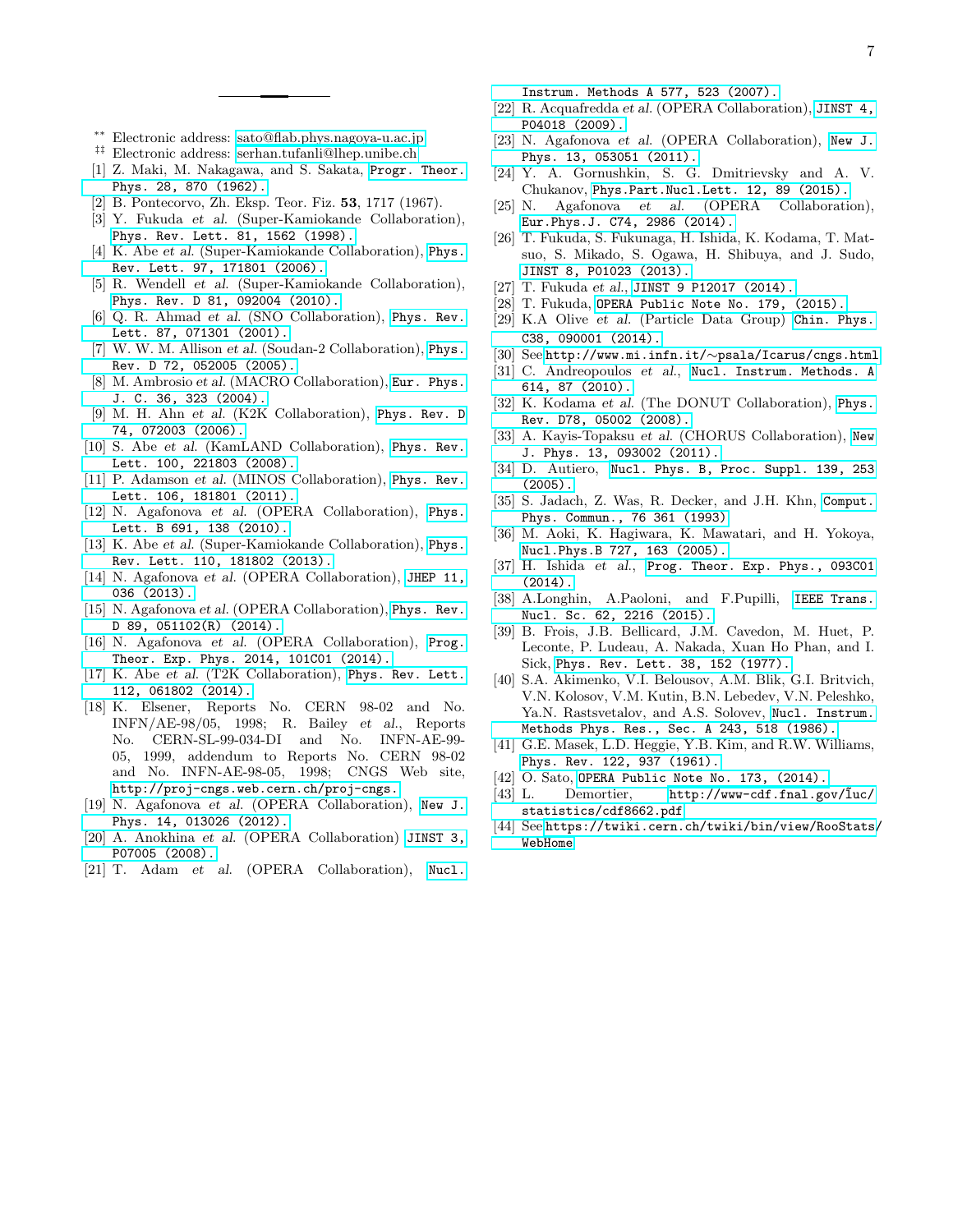** Electronic address: sato@flab.phys.nagoya-u.ac.jp

‡‡ Electronic address: serhan.tufanli@lhep.unibe.ch

[1] Z. Maki, M. Nakagawa, and S. Sakata, Progr. Theor. Phys. 28, 870 (1962).

[2] B. Pontecorvo, Zh. Eksp. Teor. Fiz. **53**, 1717 (1967).

[3] Y. Fukuda *et al.* (Super-Kamiokande Collaboration), Phys. Rev. Lett. 81, 1562 (1998).

[4] K. Abe *et al.* (Super-Kamiokande Collaboration), Phys. Rev. Lett. 97, 171801 (2006).

[5] R. Wendell *et al.* (Super-Kamiokande Collaboration), Phys. Rev. D 81, 092004 (2010).

[6] Q. R. Ahmad *et al.* (SNO Collaboration), Phys. Rev. Lett. 87, 071301 (2001).

[7] W. W. M. Allison *et al.* (Soudan-2 Collaboration), Phys. Rev. D 72, 052005 (2005).

[8] M. Ambrosio *et al.* (MACRO Collaboration), Eur. Phys. J. C. 36, 323 (2004).

[9] M. H. Ahn *et al.* (K2K Collaboration), Phys. Rev. D 74, 072003 (2006).

[10] S. Abe *et al.* (KamLAND Collaboration), Phys. Rev. Lett. 100, 221803 (2008).

[11] P. Adamson *et al.* (MINOS Collaboration), Phys. Rev. Lett. 106, 181801 (2011).

[12] N. Agafonova *et al.* (OPERA Collaboration), Phys. Lett. B 691, 138 (2010).

[13] K. Abe *et al.* (Super-Kamiokande Collaboration), Phys. Rev. Lett. 110, 181802 (2013).

[14] N. Agafonova *et al.* (OPERA Collaboration), JHEP 11, 036 (2013).

[15] N. Agafonova *et al.* (OPERA Collaboration), Phys. Rev. D 89, 051102(R) (2014).

[16] N. Agafonova *et al.* (OPERA Collaboration), Prog. Theor. Exp. Phys. 2014, 101C01 (2014).

[17] K. Abe *et al.* (T2K Collaboration), Phys. Rev. Lett. 112, 061802 (2014).

[18] K. Elsener, Reports No. CERN 98-02 and No. INFN/AE-98/05, 1998; R. Bailey *et al.*, Reports No. CERN-SL-99-034-DI and No. INFN-AE-99-05, 1999, addendum to Reports No. CERN 98-02 and No. INFN-AE-98-05, 1998; CNGS Web site, http://proj-cngs.web.cern.ch/proj-cngs.

[19] N. Agafonova *et al.* (OPERA Collaboration), New J. Phys. 14, 013026 (2012).

[20] A. Anokhina *et al.* (OPERA Collaboration) JINST 3, P07005 (2008).

[21] T. Adam *et al.* (OPERA Collaboration), Nucl. Instrum. Methods A 577, 523 (2007).

[22] R. Acquafredda *et al.* (OPERA Collaboration), JINST 4, P04018 (2009).

[23] N. Agafonova *et al.* (OPERA Collaboration), New J. Phys. 13, 053051 (2011).

[24] Y. A. Gornushkin, S. G. Dmitrievsky and A. V. Chukanov, Phys.Part.Nucl.Lett. 12, 89 (2015).

[25] N. Agafonova *et al.* (OPERA Collaboration), Eur.Phys.J. C74, 2986 (2014).

[26] T. Fukuda, S. Fukunaga, H. Ishida, K. Kodama, T. Matsuo, S. Mikado, S. Ogawa, H. Shibuya, and J. Sudo, JINST 8, P01023 (2013).

[27] T. Fukuda *et al.*, JINST 9 P12017 (2014).

[28] T. Fukuda, OPERA Public Note No. 179, (2015).

[29] K.A Olive *et al.* (Particle Data Group) Chin. Phys. C38, 090001 (2014).

[30] See http://www.mi.infn.it/~psala/Icarus/cngs.html

[31] C. Andreopoulos *et al.*, Nucl. Instrum. Methods. A 614, 87 (2010).

[32] K. Kodama *et al.* (The DONUT Collaboration), Phys. Rev. D78, 05002 (2008).

[33] A. Kayis-Topaksu *et al.* (CHORUS Collaboration), New J. Phys. 13, 093002 (2011).

[34] D. Autiero, Nucl. Phys. B, Proc. Suppl. 139, 253 (2005).

[35] S. Jadach, Z. Was, R. Decker, and J.H. Khn, Comput. Phys. Commun., 76 361 (1993)

[36] M. Aoki, K. Hagiwara, K. Mawatari, and H. Yokoya, Nucl.Phys.B 727, 163 (2005).

[37] H. Ishida *et al.*, Prog. Theor. Exp. Phys., 093C01 (2014).

[38] A.Longhin, A.Paoloni, and F.Pupilli, IEEE Trans. Nucl. Sc. 62, 2216 (2015).

[39] B. Frois, J.B. Bellicard, J.M. Cavedon, M. Huet, P. Leconte, P. Ludeau, A. Nakada, Xuan Ho Phan, and I. Sick, Phys. Rev. Lett. 38, 152 (1977).

[40] S.A. Akimenko, V.I. Belousov, A.M. Blik, G.I. Britvich, V.N. Kolosov, V.M. Kutin, B.N. Lebedev, V.N. Peleshko, Ya.N. Rastsvetalov, and A.S. Solovev, Nucl. Instrum. Methods Phys. Res., Sec. A 243, 518 (1986).

[41] G.E. Masek, L.D. Heggie, Y.B. Kim, and R.W. Williams, Phys. Rev. 122, 937 (1961).

[42] O. Sato, OPERA Public Note No. 173, (2014).

[43] L. Demortier, http://www-cdf.fnal.gov/~luc/statistics/cdf8662.pdf

[44] See https://twiki.cern.ch/twiki/bin/view/RooStats/WebHome